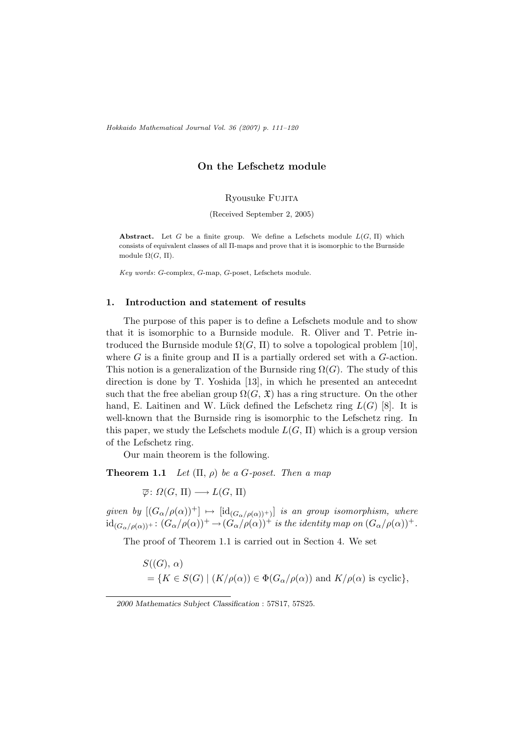// Omit journal header line "Hokkaido Mathematical Journal Vol. 36 (2007) p. 111–120" as running metadata

# On the Lefschetz module

Ryousuke Fujita

(Received September 2, 2005)

**Abstract.** Let $G$ be a finite group. We define a Lefschets module $L(G, \Pi)$ which consists of equivalent classes of all $\Pi$-maps and prove that it is isomorphic to the Burnside module $\Omega(G, \Pi)$.

*Key words*: $G$-complex, $G$-map, $G$-poset, Lefschets module.

## 1. Introduction and statement of results

The purpose of this paper is to define a Lefschets module and to show that it is isomorphic to a Burnside module. R. Oliver and T. Petrie introduced the Burnside module $\Omega(G, \Pi)$ to solve a topological problem [10], where $G$ is a finite group and $\Pi$ is a partially ordered set with a $G$-action. This notion is a generalization of the Burnside ring $\Omega(G)$. The study of this direction is done by T. Yoshida [13], in which he presented an antecednt such that the free abelian group $\Omega(G, \mathfrak{X})$ has a ring structure. On the other hand, E. Laitinen and W. Lück defined the Lefschetz ring $L(G)$ [8]. It is well-known that the Burnside ring is isomorphic to the Lefschetz ring. In this paper, we study the Lefschets module $L(G, \Pi)$ which is a group version of the Lefschetz ring.

Our main theorem is the following.

**Theorem 1.1** *Let $(\Pi, \rho)$ be a $G$-poset. Then a map*

$$\overline{\varphi}\colon \Omega(G, \Pi) \longrightarrow L(G, \Pi)$$

*given by $[(G_\alpha/\rho(\alpha))^+] \mapsto [\mathrm{id}_{(G_\alpha/\rho(\alpha))^+}]$ is an group isomorphism, where $\mathrm{id}_{(G_\alpha/\rho(\alpha))^+}\colon (G_\alpha/\rho(\alpha))^+ \to (G_\alpha/\rho(\alpha))^+$ is the identity map on $(G_\alpha/\rho(\alpha))^+$.*

The proof of Theorem 1.1 is carried out in Section 4. We set

$$\begin{aligned} &S((G), \alpha) \\ &\quad = \{K \in S(G) \mid (K/\rho(\alpha)) \in \Phi(G_\alpha/\rho(\alpha)) \text{ and } K/\rho(\alpha) \text{ is cyclic}\}, \end{aligned}$$

---

*2000 Mathematics Subject Classification* : 57S17, 57S25.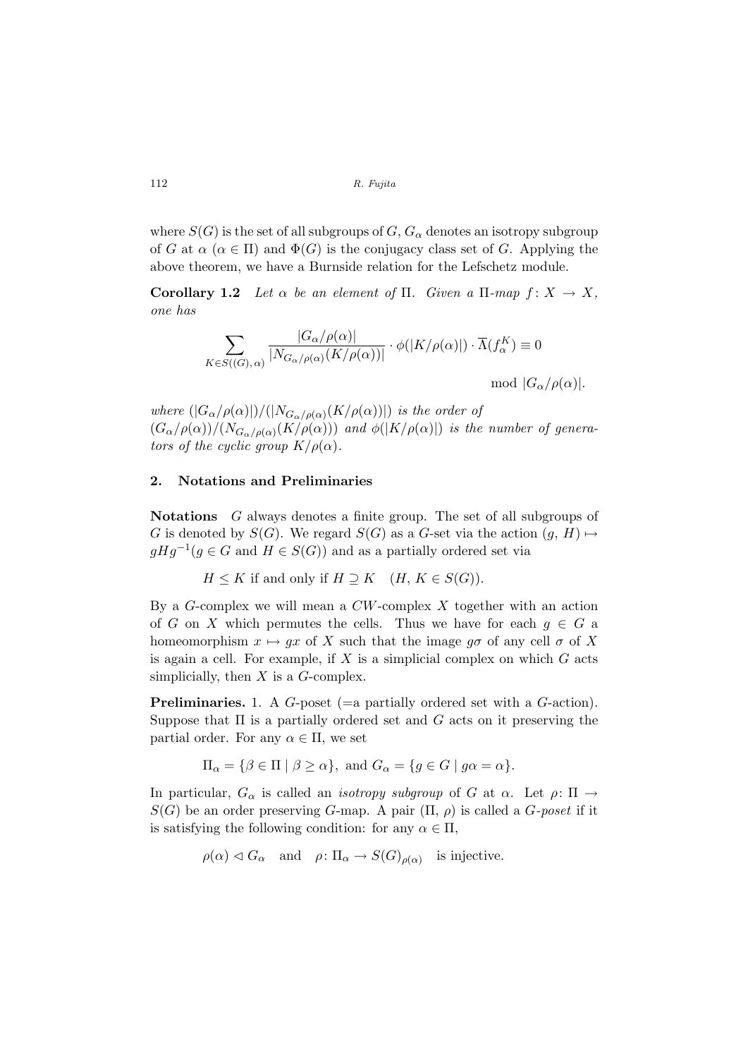where $S(G)$ is the set of all subgroups of $G$, $G_\alpha$ denotes an isotropy subgroup of $G$ at $\alpha$ ($\alpha \in \Pi$) and $\Phi(G)$ is the conjugacy class set of $G$. Applying the above theorem, we have a Burnside relation for the Lefschetz module.

**Corollary 1.2** *Let $\alpha$ be an element of $\Pi$. Given a $\Pi$-map $f\colon X \to X$, one has*

$$\sum_{K \in S((G),\,\alpha)} \frac{|G_\alpha/\rho(\alpha)|}{|N_{G_\alpha/\rho(\alpha)}(K/\rho(\alpha))|} \cdot \phi(|K/\rho(\alpha)|) \cdot \overline{\Lambda}(f_\alpha^K) \equiv 0 \mod |G_\alpha/\rho(\alpha)|.$$

*where $(|G_\alpha/\rho(\alpha)|)/(|N_{G_\alpha/\rho(\alpha)}(K/\rho(\alpha))|)$ is the order of $(G_\alpha/\rho(\alpha))/(N_{G_\alpha/\rho(\alpha)}(K/\rho(\alpha)))$ and $\phi(|K/\rho(\alpha)|)$ is the number of generators of the cyclic group $K/\rho(\alpha)$.*

## 2. Notations and Preliminaries

**Notations** $G$ always denotes a finite group. The set of all subgroups of $G$ is denoted by $S(G)$. We regard $S(G)$ as a $G$-set via the action $(g, H) \mapsto gHg^{-1}$ ($g \in G$ and $H \in S(G)$) and as a partially ordered set via

$$H \leq K \text{ if and only if } H \supseteq K \quad (H, K \in S(G)).$$

By a $G$-complex we will mean a $CW$-complex $X$ together with an action of $G$ on $X$ which permutes the cells. Thus we have for each $g \in G$ a homeomorphism $x \mapsto gx$ of $X$ such that the image $g\sigma$ of any cell $\sigma$ of $X$ is again a cell. For example, if $X$ is a simplicial complex on which $G$ acts simplicially, then $X$ is a $G$-complex.

**Preliminaries.** 1. A $G$-poset (=a partially ordered set with a $G$-action). Suppose that $\Pi$ is a partially ordered set and $G$ acts on it preserving the partial order. For any $\alpha \in \Pi$, we set

$$\Pi_\alpha = \{\beta \in \Pi \mid \beta \geq \alpha\}, \text{ and } G_\alpha = \{g \in G \mid g\alpha = \alpha\}.$$

In particular, $G_\alpha$ is called an *isotropy subgroup* of $G$ at $\alpha$. Let $\rho\colon \Pi \to S(G)$ be an order preserving $G$-map. A pair $(\Pi, \rho)$ is called a *$G$-poset* if it is satisfying the following condition: for any $\alpha \in \Pi$,

$$\rho(\alpha) \lhd G_\alpha \quad \text{and} \quad \rho\colon \Pi_\alpha \to S(G)_{\rho(\alpha)} \quad \text{is injective.}$$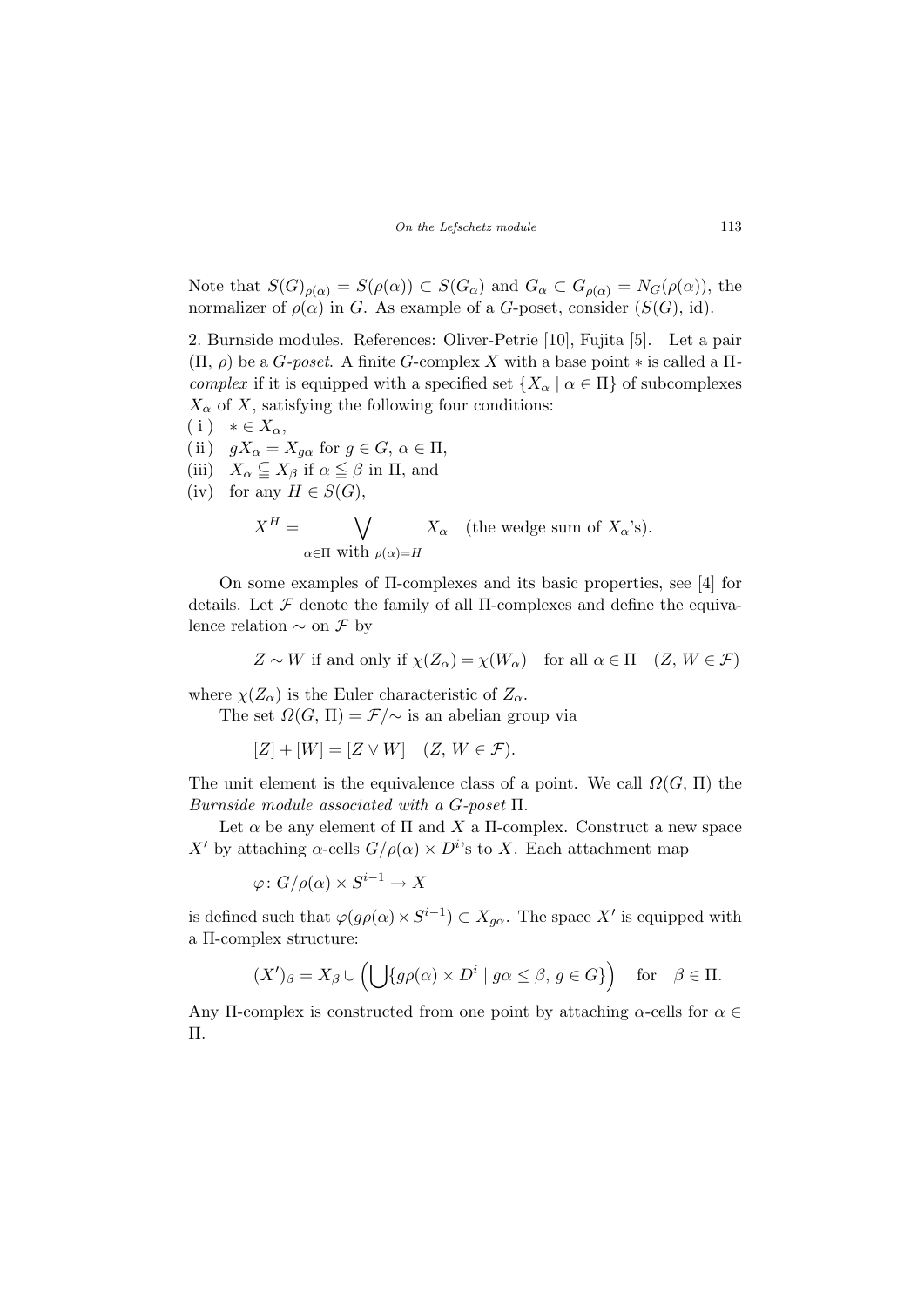Note that $S(G)_{\rho(\alpha)} = S(\rho(\alpha)) \subset S(G_\alpha)$ and $G_\alpha \subset G_{\rho(\alpha)} = N_G(\rho(\alpha))$, the normalizer of $\rho(\alpha)$ in $G$. As example of a $G$-poset, consider $(S(G), \mathrm{id})$.

2. Burnside modules. References: Oliver-Petrie [10], Fujita [5]. Let a pair $(\Pi, \rho)$ be a *$G$-poset*. A finite $G$-complex $X$ with a base point $*$ is called a *$\Pi$-complex* if it is equipped with a specified set $\{X_\alpha \mid \alpha \in \Pi\}$ of subcomplexes $X_\alpha$ of $X$, satisfying the following four conditions:

( i ) $* \in X_\alpha$,

( ii ) $gX_\alpha = X_{g\alpha}$ for $g \in G$, $\alpha \in \Pi$,

(iii) $X_\alpha \subseteqq X_\beta$ if $\alpha \leqq \beta$ in $\Pi$, and

(iv) for any $H \in S(G)$,

$$X^H = \bigvee_{\alpha \in \Pi \text{ with } \rho(\alpha) = H} X_\alpha \quad \text{(the wedge sum of } X_\alpha\text{'s).}$$

On some examples of $\Pi$-complexes and its basic properties, see [4] for details. Let $\mathcal{F}$ denote the family of all $\Pi$-complexes and define the equivalence relation $\sim$ on $\mathcal{F}$ by

$$Z \sim W \text{ if and only if } \chi(Z_\alpha) = \chi(W_\alpha) \quad \text{for all } \alpha \in \Pi \quad (Z, W \in \mathcal{F})$$

where $\chi(Z_\alpha)$ is the Euler characteristic of $Z_\alpha$.

The set $\Omega(G, \Pi) = \mathcal{F}/\!\sim$ is an abelian group via

$$[Z] + [W] = [Z \vee W] \quad (Z, W \in \mathcal{F}).$$

The unit element is the equivalence class of a point. We call $\Omega(G, \Pi)$ the *Burnside module associated with a $G$-poset* $\Pi$.

Let $\alpha$ be any element of $\Pi$ and $X$ a $\Pi$-complex. Construct a new space $X'$ by attaching $\alpha$-cells $G/\rho(\alpha) \times D^i$'s to $X$. Each attachment map

$$\varphi \colon G/\rho(\alpha) \times S^{i-1} \to X$$

is defined such that $\varphi(g\rho(\alpha) \times S^{i-1}) \subset X_{g\alpha}$. The space $X'$ is equipped with a $\Pi$-complex structure:

$$(X')_\beta = X_\beta \cup \left( \bigcup \{ g\rho(\alpha) \times D^i \mid g\alpha \leq \beta,\, g \in G \} \right) \quad \text{for} \quad \beta \in \Pi.$$

Any $\Pi$-complex is constructed from one point by attaching $\alpha$-cells for $\alpha \in \Pi$.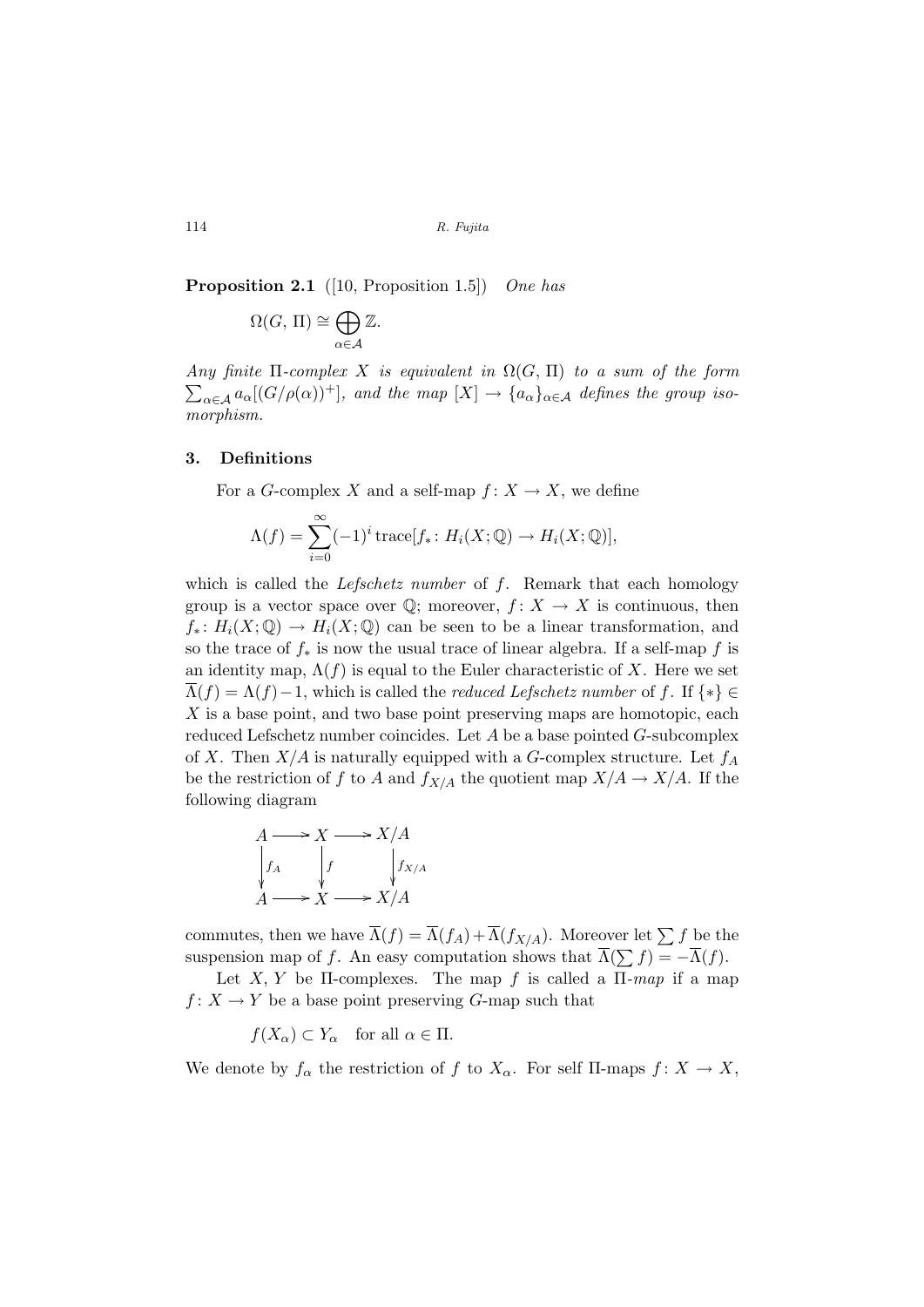**Proposition 2.1** ([10, Proposition 1.5]) *One has*

$$\Omega(G, \Pi) \cong \bigoplus_{\alpha \in \mathcal{A}} \mathbb{Z}.$$

*Any finite* $\Pi$*-complex* $X$ *is equivalent in* $\Omega(G, \Pi)$ *to a sum of the form* $\sum_{\alpha \in \mathcal{A}} a_\alpha[(G/\rho(\alpha))^+]$, *and the map* $[X] \to \{a_\alpha\}_{\alpha \in \mathcal{A}}$ *defines the group isomorphism.*

## 3. Definitions

For a $G$-complex $X$ and a self-map $f\colon X \to X$, we define

$$\Lambda(f) = \sum_{i=0}^{\infty} (-1)^i \operatorname{trace}[f_*\colon H_i(X; \mathbb{Q}) \to H_i(X; \mathbb{Q})],$$

which is called the *Lefschetz number* of $f$. Remark that each homology group is a vector space over $\mathbb{Q}$; moreover, $f\colon X \to X$ is continuous, then $f_*\colon H_i(X; \mathbb{Q}) \to H_i(X; \mathbb{Q})$ can be seen to be a linear transformation, and so the trace of $f_*$ is now the usual trace of linear algebra. If a self-map $f$ is an identity map, $\Lambda(f)$ is equal to the Euler characteristic of $X$. Here we set $\overline{\Lambda}(f) = \Lambda(f) - 1$, which is called the *reduced Lefschetz number* of $f$. If $\{*\} \in X$ is a base point, and two base point preserving maps are homotopic, each reduced Lefschetz number coincides. Let $A$ be a base pointed $G$-subcomplex of $X$. Then $X/A$ is naturally equipped with a $G$-complex structure. Let $f_A$ be the restriction of $f$ to $A$ and $f_{X/A}$ the quotient map $X/A \to X/A$. If the following diagram

$$\begin{array}{ccccc}
A & \longrightarrow & X & \longrightarrow & X/A \\
\downarrow{\scriptstyle f_A} & & \downarrow{\scriptstyle f} & & \downarrow{\scriptstyle f_{X/A}} \\
A & \longrightarrow & X & \longrightarrow & X/A
\end{array}$$

commutes, then we have $\overline{\Lambda}(f) = \overline{\Lambda}(f_A) + \overline{\Lambda}(f_{X/A})$. Moreover let $\sum f$ be the suspension map of $f$. An easy computation shows that $\overline{\Lambda}(\sum f) = -\overline{\Lambda}(f)$.

Let $X$, $Y$ be $\Pi$-complexes. The map $f$ is called a $\Pi$*-map* if a map $f\colon X \to Y$ be a base point preserving $G$-map such that

$$f(X_\alpha) \subset Y_\alpha \quad \text{for all } \alpha \in \Pi.$$

We denote by $f_\alpha$ the restriction of $f$ to $X_\alpha$. For self $\Pi$-maps $f\colon X \to X$,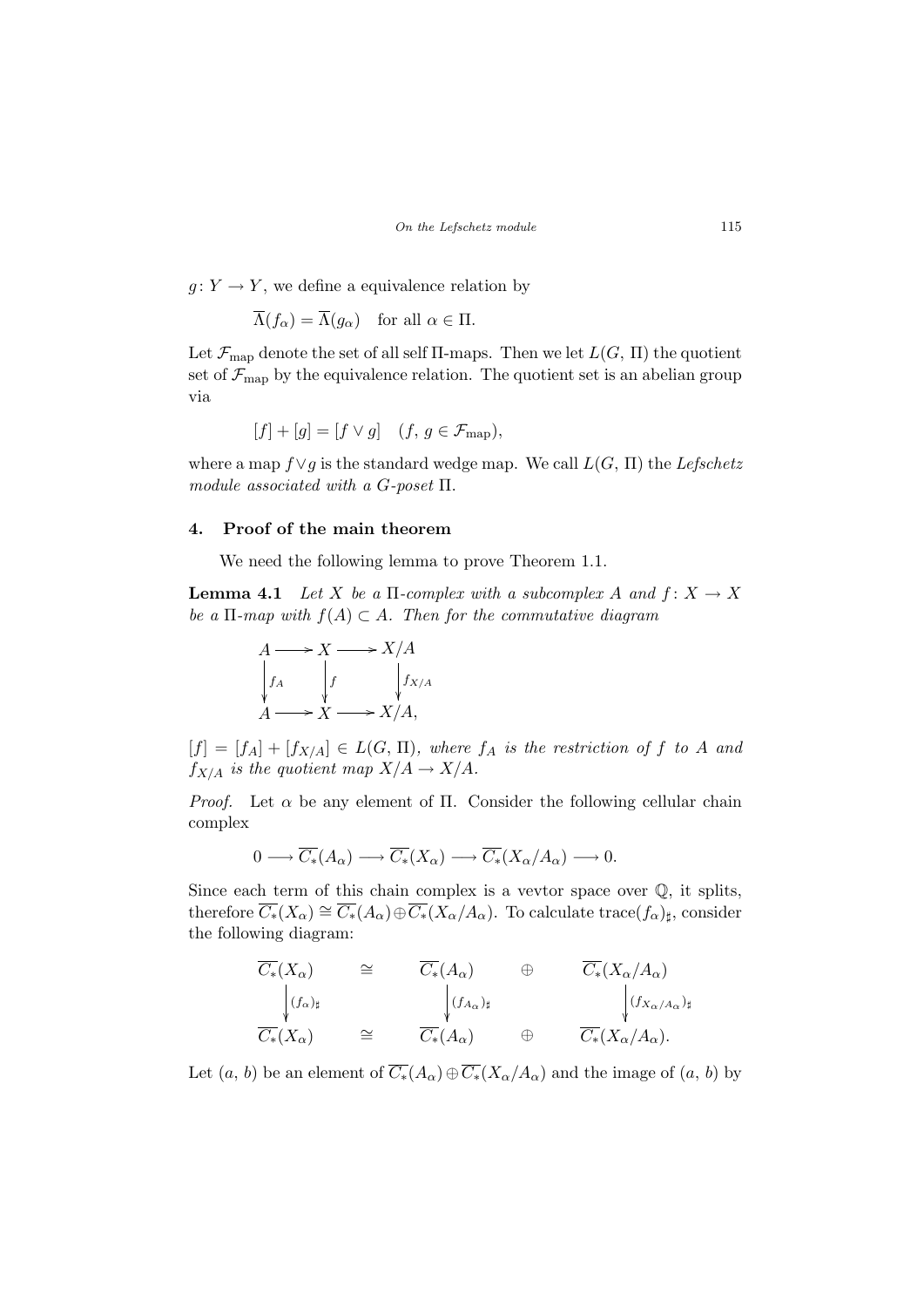$g\colon Y \to Y$, we define a equivalence relation by

$$\overline{\Lambda}(f_\alpha) = \overline{\Lambda}(g_\alpha) \quad \text{for all } \alpha \in \Pi.$$

Let $\mathcal{F}_{\mathrm{map}}$ denote the set of all self $\Pi$-maps. Then we let $L(G, \Pi)$ the quotient set of $\mathcal{F}_{\mathrm{map}}$ by the equivalence relation. The quotient set is an abelian group via

$$[f] + [g] = [f \vee g] \quad (f,\, g \in \mathcal{F}_{\mathrm{map}}),$$

where a map $f \vee g$ is the standard wedge map. We call $L(G, \Pi)$ the *Lefschetz module associated with a G-poset* $\Pi$.

## 4. Proof of the main theorem

We need the following lemma to prove Theorem 1.1.

**Lemma 4.1** *Let $X$ be a $\Pi$-complex with a subcomplex $A$ and $f\colon X \to X$ be a $\Pi$-map with $f(A) \subset A$. Then for the commutative diagram*

$$\begin{array}{ccccc} A & \longrightarrow & X & \longrightarrow & X/A \\ \Big\downarrow{\scriptstyle f_A} & & \Big\downarrow{\scriptstyle f} & & \Big\downarrow{\scriptstyle f_{X/A}} \\ A & \longrightarrow & X & \longrightarrow & X/A, \end{array}$$

*$[f] = [f_A] + [f_{X/A}] \in L(G, \Pi)$, where $f_A$ is the restriction of $f$ to $A$ and $f_{X/A}$ is the quotient map $X/A \to X/A$.*

*Proof.* Let $\alpha$ be any element of $\Pi$. Consider the following cellular chain complex

$$0 \longrightarrow \overline{C_*}(A_\alpha) \longrightarrow \overline{C_*}(X_\alpha) \longrightarrow \overline{C_*}(X_\alpha/A_\alpha) \longrightarrow 0.$$

Since each term of this chain complex is a vevtor space over $\mathbb{Q}$, it splits, therefore $\overline{C_*}(X_\alpha) \cong \overline{C_*}(A_\alpha) \oplus \overline{C_*}(X_\alpha/A_\alpha)$. To calculate $\mathrm{trace}(f_\alpha)_\sharp$, consider the following diagram:

$$\begin{array}{ccccc} \overline{C_*}(X_\alpha) & \cong & \overline{C_*}(A_\alpha) & \oplus & \overline{C_*}(X_\alpha/A_\alpha) \\ \Big\downarrow{\scriptstyle (f_\alpha)_\sharp} & & \Big\downarrow{\scriptstyle (f_{A_\alpha})_\sharp} & & \Big\downarrow{\scriptstyle (f_{X_\alpha/A_\alpha})_\sharp} \\ \overline{C_*}(X_\alpha) & \cong & \overline{C_*}(A_\alpha) & \oplus & \overline{C_*}(X_\alpha/A_\alpha). \end{array}$$

Let $(a,\, b)$ be an element of $\overline{C_*}(A_\alpha) \oplus \overline{C_*}(X_\alpha/A_\alpha)$ and the image of $(a,\, b)$ by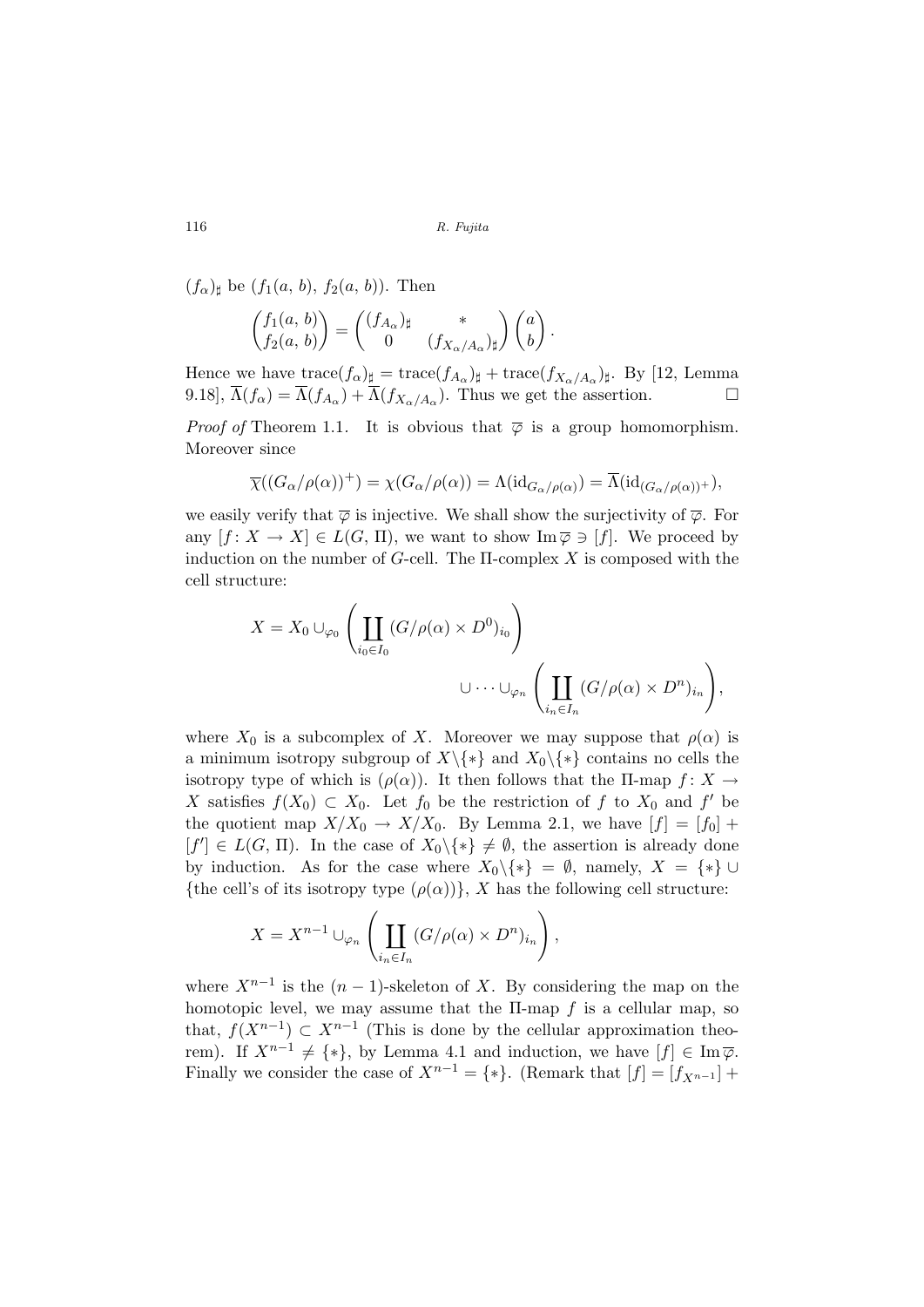$(f_\alpha)_\sharp$ be $(f_1(a, b), f_2(a, b))$. Then

$$\begin{pmatrix} f_1(a, b) \\ f_2(a, b) \end{pmatrix} = \begin{pmatrix} (f_{A_\alpha})_\sharp & * \\ 0 & (f_{X_\alpha/A_\alpha})_\sharp \end{pmatrix} \begin{pmatrix} a \\ b \end{pmatrix}.$$

Hence we have $\mathrm{trace}(f_\alpha)_\sharp = \mathrm{trace}(f_{A_\alpha})_\sharp + \mathrm{trace}(f_{X_\alpha/A_\alpha})_\sharp$. By [12, Lemma 9.18], $\overline{\Lambda}(f_\alpha) = \overline{\Lambda}(f_{A_\alpha}) + \overline{\Lambda}(f_{X_\alpha/A_\alpha})$. Thus we get the assertion. $\square$

*Proof of* Theorem 1.1. It is obvious that $\overline{\varphi}$ is a group homomorphism. Moreover since

$$\overline{\chi}((G_\alpha/\rho(\alpha))^+) = \chi(G_\alpha/\rho(\alpha)) = \Lambda(\mathrm{id}_{G_\alpha/\rho(\alpha)}) = \overline{\Lambda}(\mathrm{id}_{(G_\alpha/\rho(\alpha))^+}),$$

we easily verify that $\overline{\varphi}$ is injective. We shall show the surjectivity of $\overline{\varphi}$. For any $[f\colon X \to X] \in L(G, \Pi)$, we want to show $\mathrm{Im}\,\overline{\varphi} \ni [f]$. We proceed by induction on the number of $G$-cell. The $\Pi$-complex $X$ is composed with the cell structure:

$$X = X_0 \cup_{\varphi_0} \left( \coprod_{i_0 \in I_0} (G/\rho(\alpha) \times D^0)_{i_0} \right) \cup \cdots \cup_{\varphi_n} \left( \coprod_{i_n \in I_n} (G/\rho(\alpha) \times D^n)_{i_n} \right),$$

where $X_0$ is a subcomplex of $X$. Moreover we may suppose that $\rho(\alpha)$ is a minimum isotropy subgroup of $X \backslash \{*\}$ and $X_0 \backslash \{*\}$ contains no cells the isotropy type of which is $(\rho(\alpha))$. It then follows that the $\Pi$-map $f\colon X \to X$ satisfies $f(X_0) \subset X_0$. Let $f_0$ be the restriction of $f$ to $X_0$ and $f'$ be the quotient map $X/X_0 \to X/X_0$. By Lemma 2.1, we have $[f] = [f_0] + [f'] \in L(G, \Pi)$. In the case of $X_0 \backslash \{*\} \neq \emptyset$, the assertion is already done by induction. As for the case where $X_0 \backslash \{*\} = \emptyset$, namely, $X = \{*\} \cup \{$the cell's of its isotropy type $(\rho(\alpha))\}$, $X$ has the following cell structure:

$$X = X^{n-1} \cup_{\varphi_n} \left( \coprod_{i_n \in I_n} (G/\rho(\alpha) \times D^n)_{i_n} \right),$$

where $X^{n-1}$ is the $(n-1)$-skeleton of $X$. By considering the map on the homotopic level, we may assume that the $\Pi$-map $f$ is a cellular map, so that, $f(X^{n-1}) \subset X^{n-1}$ (This is done by the cellular approximation theorem). If $X^{n-1} \neq \{*\}$, by Lemma 4.1 and induction, we have $[f] \in \mathrm{Im}\,\overline{\varphi}$. Finally we consider the case of $X^{n-1} = \{*\}$. (Remark that $[f] = [f_{X^{n-1}}] +$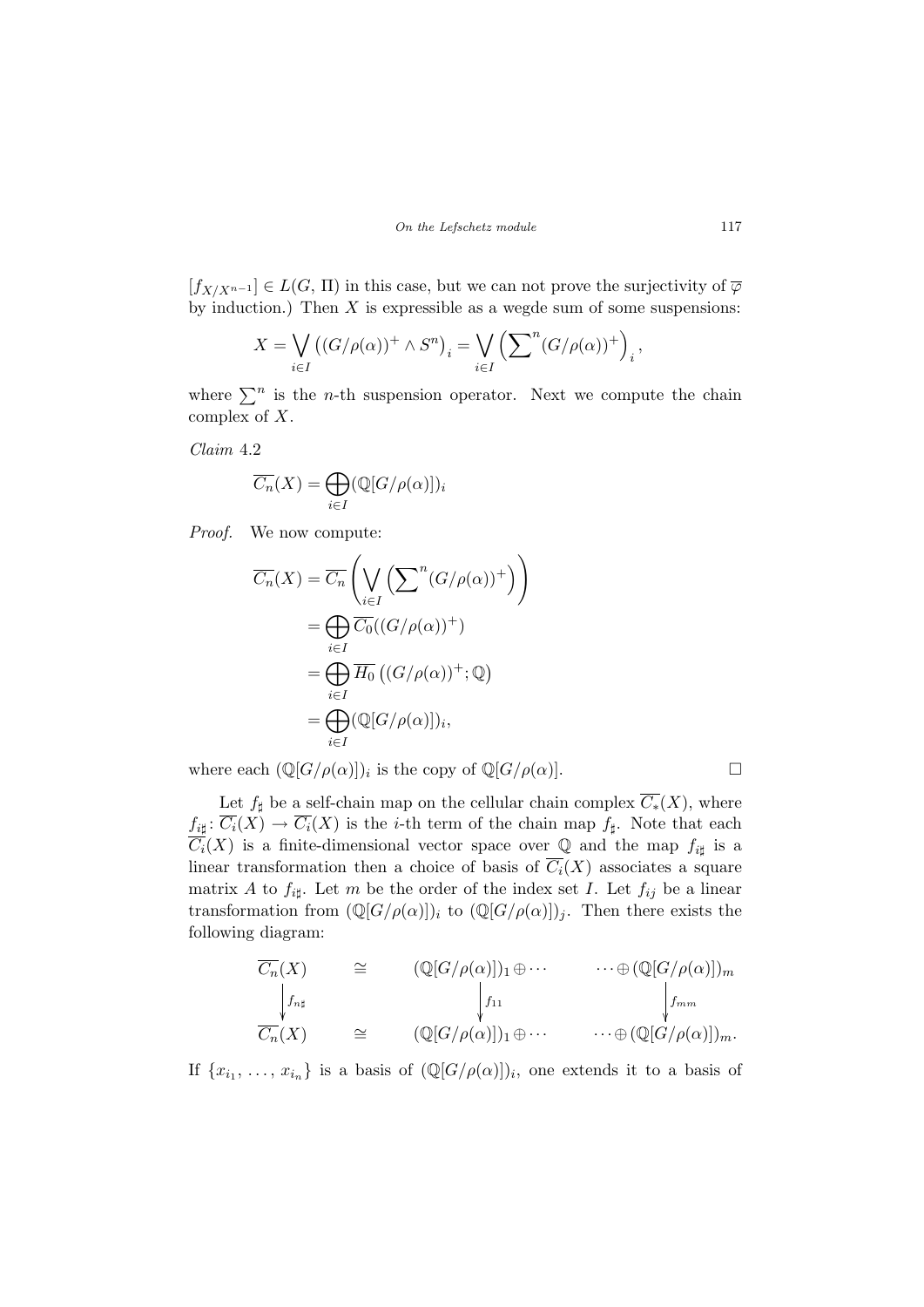$[f_{X/X^{n-1}}] \in L(G, \Pi)$ in this case, but we can not prove the surjectivity of $\overline{\varphi}$ by induction.) Then $X$ is expressible as a wegde sum of some suspensions:

$$X = \bigvee_{i \in I} \left((G/\rho(\alpha))^+ \wedge S^n\right)_i = \bigvee_{i \in I} \left(\sum\nolimits^n (G/\rho(\alpha))^+\right)_i,$$

where $\sum^n$ is the $n$-th suspension operator. Next we compute the chain complex of $X$.

*Claim* 4.2

$$\overline{C_n}(X) = \bigoplus_{i \in I} (\mathbb{Q}[G/\rho(\alpha)])_i$$

*Proof.* We now compute:

$$\begin{aligned}
\overline{C_n}(X) &= \overline{C_n}\left(\bigvee_{i \in I} \left(\sum\nolimits^n (G/\rho(\alpha))^+\right)\right) \\
&= \bigoplus_{i \in I} \overline{C_0}((G/\rho(\alpha))^+) \\
&= \bigoplus_{i \in I} \overline{H_0}\left((G/\rho(\alpha))^+; \mathbb{Q}\right) \\
&= \bigoplus_{i \in I} (\mathbb{Q}[G/\rho(\alpha)])_i,
\end{aligned}$$

where each $(\mathbb{Q}[G/\rho(\alpha)])_i$ is the copy of $\mathbb{Q}[G/\rho(\alpha)]$. $\square$

Let $f_\sharp$ be a self-chain map on the cellular chain complex $\overline{C_*}(X)$, where $f_{i\sharp} \colon \overline{C_i}(X) \to \overline{C_i}(X)$ is the $i$-th term of the chain map $f_\sharp$. Note that each $\overline{C_i}(X)$ is a finite-dimensional vector space over $\mathbb{Q}$ and the map $f_{i\sharp}$ is a linear transformation then a choice of basis of $\overline{C_i}(X)$ associates a square matrix $A$ to $f_{i\sharp}$. Let $m$ be the order of the index set $I$. Let $f_{ij}$ be a linear transformation from $(\mathbb{Q}[G/\rho(\alpha)])_i$ to $(\mathbb{Q}[G/\rho(\alpha)])_j$. Then there exists the following diagram:

$$\begin{array}{ccccc}
\overline{C_n}(X) & \cong & (\mathbb{Q}[G/\rho(\alpha)])_1 \oplus \cdots & & \cdots \oplus (\mathbb{Q}[G/\rho(\alpha)])_m \\
\Big\downarrow f_{n\sharp} & & \Big\downarrow f_{11} & & \Big\downarrow f_{mm} \\
\overline{C_n}(X) & \cong & (\mathbb{Q}[G/\rho(\alpha)])_1 \oplus \cdots & & \cdots \oplus (\mathbb{Q}[G/\rho(\alpha)])_m.
\end{array}$$

If $\{x_{i_1}, \ldots, x_{i_n}\}$ is a basis of $(\mathbb{Q}[G/\rho(\alpha)])_i$, one extends it to a basis of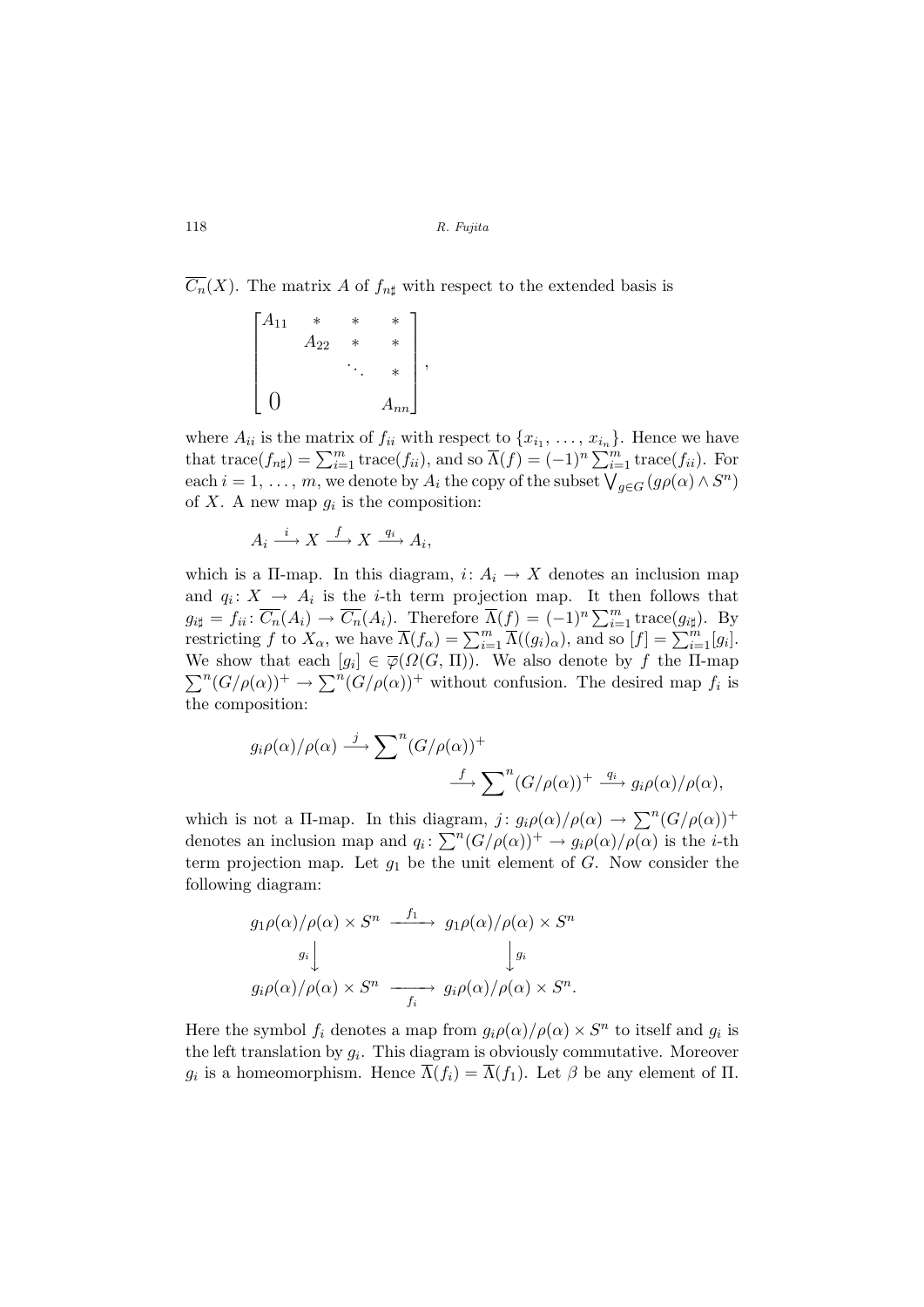$\overline{C_n}(X)$. The matrix $A$ of $f_{n\sharp}$ with respect to the extended basis is

$$\begin{bmatrix} A_{11} & * & * & * \\ & A_{22} & * & * \\ & & \ddots & * \\ 0 & & & A_{nn} \end{bmatrix},$$

where $A_{ii}$ is the matrix of $f_{ii}$ with respect to $\{x_{i_1}, \ldots, x_{i_n}\}$. Hence we have that $\mathrm{trace}(f_{n\sharp}) = \sum_{i=1}^{m} \mathrm{trace}(f_{ii})$, and so $\overline{\Lambda}(f) = (-1)^n \sum_{i=1}^{m} \mathrm{trace}(f_{ii})$. For each $i = 1, \ldots, m$, we denote by $A_i$ the copy of the subset $\bigvee_{g\in G}(g\rho(\alpha) \wedge S^n)$ of $X$. A new map $g_i$ is the composition:

$$A_i \xrightarrow{\ i\ } X \xrightarrow{\ f\ } X \xrightarrow{\ q_i\ } A_i,$$

which is a $\Pi$-map. In this diagram, $i\colon A_i \to X$ denotes an inclusion map and $q_i\colon X \to A_i$ is the $i$-th term projection map. It then follows that $g_{i\sharp} = f_{ii}\colon \overline{C_n}(A_i) \to \overline{C_n}(A_i)$. Therefore $\overline{\Lambda}(f) = (-1)^n \sum_{i=1}^{m} \mathrm{trace}(g_{i\sharp})$. By restricting $f$ to $X_\alpha$, we have $\overline{\Lambda}(f_\alpha) = \sum_{i=1}^{m} \overline{\Lambda}((g_i)_\alpha)$, and so $[f] = \sum_{i=1}^{m}[g_i]$. We show that each $[g_i] \in \overline{\varphi}(\Omega(G, \Pi))$. We also denote by $f$ the $\Pi$-map $\sum^n(G/\rho(\alpha))^+ \to \sum^n(G/\rho(\alpha))^+$ without confusion. The desired map $f_i$ is the composition:

$$g_i\rho(\alpha)/\rho(\alpha) \xrightarrow{\ j\ } \sum\nolimits^n(G/\rho(\alpha))^+ \xrightarrow{\ f\ } \sum\nolimits^n(G/\rho(\alpha))^+ \xrightarrow{\ q_i\ } g_i\rho(\alpha)/\rho(\alpha),$$

which is not a $\Pi$-map. In this diagram, $j\colon g_i\rho(\alpha)/\rho(\alpha) \to \sum^n(G/\rho(\alpha))^+$ denotes an inclusion map and $q_i\colon \sum^n(G/\rho(\alpha))^+ \to g_i\rho(\alpha)/\rho(\alpha)$ is the $i$-th term projection map. Let $g_1$ be the unit element of $G$. Now consider the following diagram:

$$\begin{array}{ccc} g_1\rho(\alpha)/\rho(\alpha) \times S^n & \xrightarrow{\ f_1\ } & g_1\rho(\alpha)/\rho(\alpha) \times S^n \\ {\scriptstyle g_i}\downarrow & & \downarrow{\scriptstyle g_i} \\ g_i\rho(\alpha)/\rho(\alpha) \times S^n & \xrightarrow[\ f_i\ ]{} & g_i\rho(\alpha)/\rho(\alpha) \times S^n. \end{array}$$

Here the symbol $f_i$ denotes a map from $g_i\rho(\alpha)/\rho(\alpha) \times S^n$ to itself and $g_i$ is the left translation by $g_i$. This diagram is obviously commutative. Moreover $g_i$ is a homeomorphism. Hence $\overline{\Lambda}(f_i) = \overline{\Lambda}(f_1)$. Let $\beta$ be any element of $\Pi$.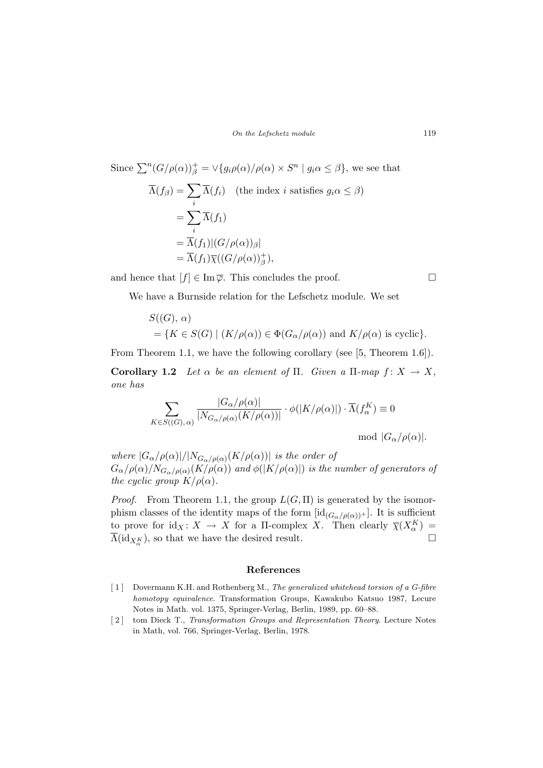Since $\sum^n (G/\rho(\alpha))^+_\beta = \vee\{g_i\rho(\alpha)/\rho(\alpha) \times S^n \mid g_i\alpha \le \beta\}$, we see that

$$
\begin{aligned}
\overline{\Lambda}(f_\beta) &= \sum_i \overline{\Lambda}(f_i) \quad \text{(the index } i \text{ satisfies } g_i\alpha \le \beta) \\
&= \sum_i \overline{\Lambda}(f_1) \\
&= \overline{\Lambda}(f_1)|(G/\rho(\alpha))_\beta| \\
&= \overline{\Lambda}(f_1)\overline{\chi}((G/\rho(\alpha))^+_\beta),
\end{aligned}
$$

and hence that $[f] \in \operatorname{Im} \overline{\varphi}$. This concludes the proof. $\square$

We have a Burnside relation for the Lefschetz module. We set

$$
\begin{aligned}
&S((G),\, \alpha) \\
&\quad = \{K \in S(G) \mid (K/\rho(\alpha)) \in \Phi(G_\alpha/\rho(\alpha)) \text{ and } K/\rho(\alpha) \text{ is cyclic}\}.
\end{aligned}
$$

From Theorem 1.1, we have the following corollary (see [5, Theorem 1.6]).

**Corollary 1.2** *Let $\alpha$ be an element of $\Pi$. Given a $\Pi$-map $f\colon X \to X$, one has*

$$
\sum_{K \in S((G),\, \alpha)} \frac{|G_\alpha/\rho(\alpha)|}{|N_{G_\alpha/\rho(\alpha)}(K/\rho(\alpha))|} \cdot \phi(|K/\rho(\alpha)|) \cdot \overline{\Lambda}(f^K_\alpha) \equiv 0 \mod |G_\alpha/\rho(\alpha)|.
$$

*where $|G_\alpha/\rho(\alpha)|/|N_{G_\alpha/\rho(\alpha)}(K/\rho(\alpha))|$ is the order of $G_\alpha/\rho(\alpha)/N_{G_\alpha/\rho(\alpha)}(K/\rho(\alpha))$ and $\phi(|K/\rho(\alpha)|)$ is the number of generators of the cyclic group $K/\rho(\alpha)$.*

*Proof.* From Theorem 1.1, the group $L(G, \Pi)$ is generated by the isomorphism classes of the identity maps of the form $[\mathrm{id}_{(G_\alpha/\rho(\alpha))^+}]$. It is sufficient to prove for $\mathrm{id}_X\colon X \to X$ for a $\Pi$-complex $X$. Then clearly $\overline{\chi}(X^K_\alpha) = \overline{\Lambda}(\mathrm{id}_{X^K_\alpha})$, so that we have the desired result. $\square$

## References

[1] Dovermann K.H. and Rothenberg M., *The generalized whitehead torsion of a G-fibre homotopy equivalence*. Transformation Groups, Kawakubo Katsuo 1987, Lecure Notes in Math. vol. 1375, Springer-Verlag, Berlin, 1989, pp. 60–88.

[2] tom Dieck T., *Transformation Groups and Representation Theory*. Lecture Notes in Math, vol. 766, Springer-Verlag, Berlin, 1978.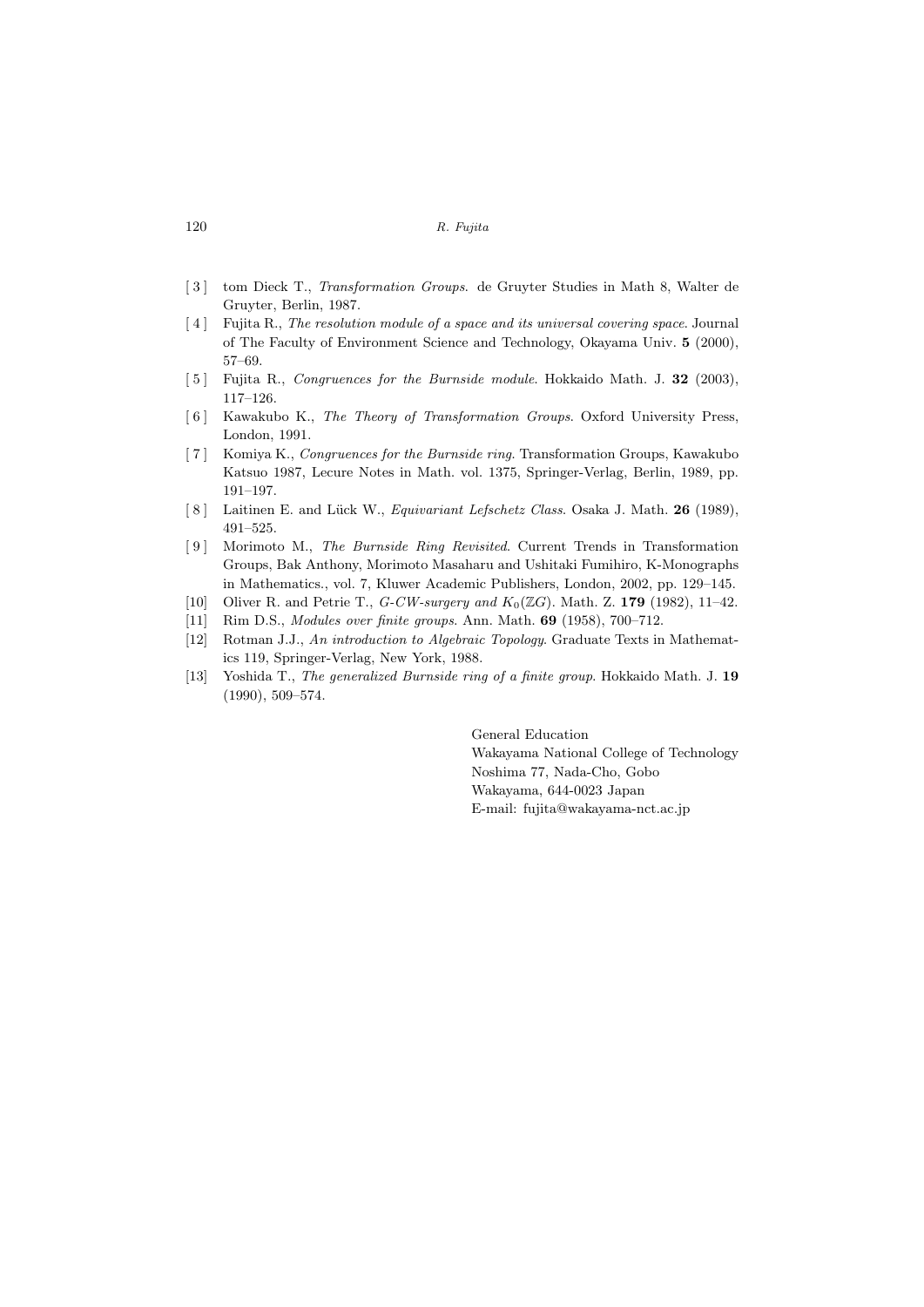[3] tom Dieck T., *Transformation Groups*. de Gruyter Studies in Math 8, Walter de Gruyter, Berlin, 1987.

[4] Fujita R., *The resolution module of a space and its universal covering space*. Journal of The Faculty of Environment Science and Technology, Okayama Univ. **5** (2000), 57–69.

[5] Fujita R., *Congruences for the Burnside module*. Hokkaido Math. J. **32** (2003), 117–126.

[6] Kawakubo K., *The Theory of Transformation Groups*. Oxford University Press, London, 1991.

[7] Komiya K., *Congruences for the Burnside ring*. Transformation Groups, Kawakubo Katsuo 1987, Lecure Notes in Math. vol. 1375, Springer-Verlag, Berlin, 1989, pp. 191–197.

[8] Laitinen E. and Lück W., *Equivariant Lefschetz Class*. Osaka J. Math. **26** (1989), 491–525.

[9] Morimoto M., *The Burnside Ring Revisited*. Current Trends in Transformation Groups, Bak Anthony, Morimoto Masaharu and Ushitaki Fumihiro, K-Monographs in Mathematics., vol. 7, Kluwer Academic Publishers, London, 2002, pp. 129–145.

[10] Oliver R. and Petrie T., *G-CW-surgery and $K_0(\mathbb{Z}G)$*. Math. Z. **179** (1982), 11–42.

[11] Rim D.S., *Modules over finite groups*. Ann. Math. **69** (1958), 700–712.

[12] Rotman J.J., *An introduction to Algebraic Topology*. Graduate Texts in Mathematics 119, Springer-Verlag, New York, 1988.

[13] Yoshida T., *The generalized Burnside ring of a finite group*. Hokkaido Math. J. **19** (1990), 509–574.

General Education
Wakayama National College of Technology
Noshima 77, Nada-Cho, Gobo
Wakayama, 644-0023 Japan
E-mail: fujita@wakayama-nct.ac.jp